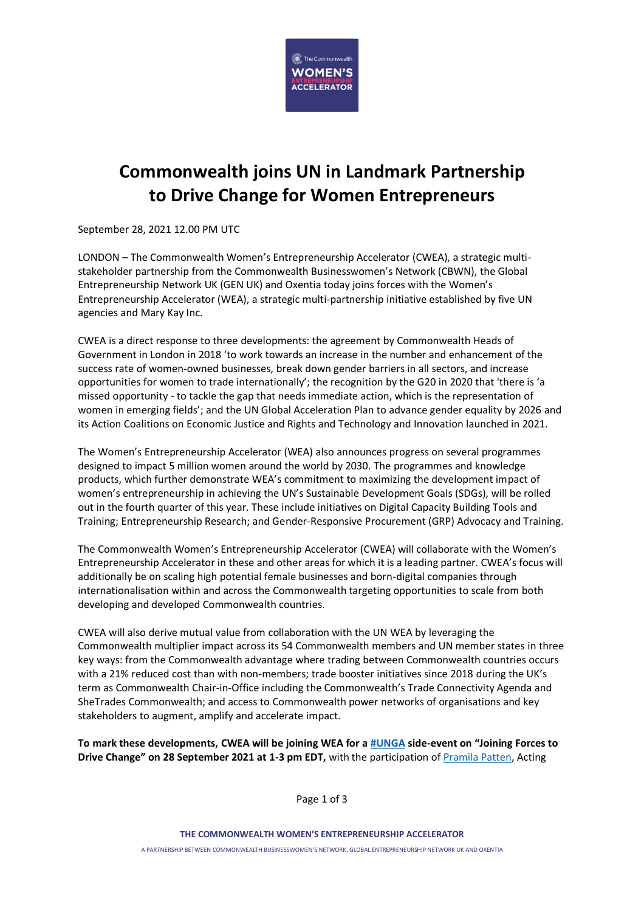# Commonwealth joins UN in Landmark Partnership to Drive Change for Women Entrepreneurs

September 28, 2021 12.00 PM UTC

LONDON – The Commonwealth Women's Entrepreneurship Accelerator (CWEA), a strategic multi-stakeholder partnership from the Commonwealth Businesswomen's Network (CBWN), the Global Entrepreneurship Network UK (GEN UK) and Oxentia today joins forces with the Women's Entrepreneurship Accelerator (WEA), a strategic multi-partnership initiative established by five UN agencies and Mary Kay Inc.

CWEA is a direct response to three developments: the agreement by Commonwealth Heads of Government in London in 2018 'to work towards an increase in the number and enhancement of the success rate of women-owned businesses, break down gender barriers in all sectors, and increase opportunities for women to trade internationally'; the recognition by the G20 in 2020 that 'there is 'a missed opportunity - to tackle the gap that needs immediate action, which is the representation of women in emerging fields'; and the UN Global Acceleration Plan to advance gender equality by 2026 and its Action Coalitions on Economic Justice and Rights and Technology and Innovation launched in 2021.

The Women's Entrepreneurship Accelerator (WEA) also announces progress on several programmes designed to impact 5 million women around the world by 2030. The programmes and knowledge products, which further demonstrate WEA's commitment to maximizing the development impact of women's entrepreneurship in achieving the UN's Sustainable Development Goals (SDGs), will be rolled out in the fourth quarter of this year. These include initiatives on Digital Capacity Building Tools and Training; Entrepreneurship Research; and Gender-Responsive Procurement (GRP) Advocacy and Training.

The Commonwealth Women's Entrepreneurship Accelerator (CWEA) will collaborate with the Women's Entrepreneurship Accelerator in these and other areas for which it is a leading partner. CWEA's focus will additionally be on scaling high potential female businesses and born-digital companies through internationalisation within and across the Commonwealth targeting opportunities to scale from both developing and developed Commonwealth countries.

CWEA will also derive mutual value from collaboration with the UN WEA by leveraging the Commonwealth multiplier impact across its 54 Commonwealth members and UN member states in three key ways: from the Commonwealth advantage where trading between Commonwealth countries occurs with a 21% reduced cost than with non-members; trade booster initiatives since 2018 during the UK's term as Commonwealth Chair-in-Office including the Commonwealth's Trade Connectivity Agenda and SheTrades Commonwealth; and access to Commonwealth power networks of organisations and key stakeholders to augment, amplify and accelerate impact.

**To mark these developments, CWEA will be joining WEA for a [#UNGA] side-event on "Joining Forces to Drive Change" on 28 September 2021 at 1-3 pm EDT,** with the participation of [Pramila Patten], Acting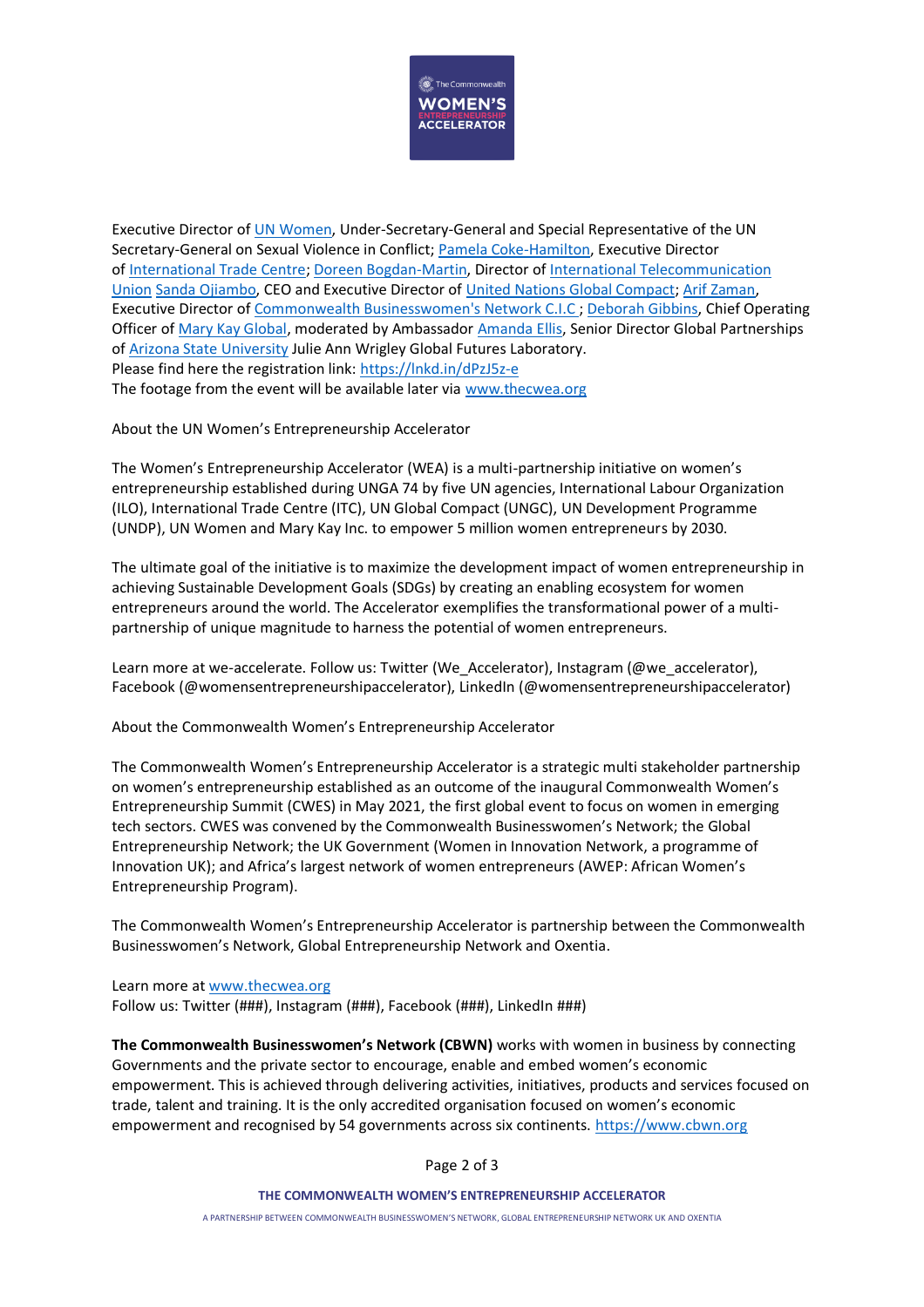Executive Director of [UN Women](), Under-Secretary-General and Special Representative of the UN Secretary-General on Sexual Violence in Conflict; [Pamela Coke-Hamilton](), Executive Director of [International Trade Centre](); [Doreen Bogdan-Martin](), Director of [International Telecommunication Union]() [Sanda Ojiambo](), CEO and Executive Director of [United Nations Global Compact](); [Arif Zaman](), Executive Director of [Commonwealth Businesswomen's Network C.I.C]() ; [Deborah Gibbins](), Chief Operating Officer of [Mary Kay Global](), moderated by Ambassador [Amanda Ellis](), Senior Director Global Partnerships of [Arizona State University]() Julie Ann Wrigley Global Futures Laboratory.
Please find here the registration link: https://lnkd.in/dPzJ5z-e
The footage from the event will be available later via www.thecwea.org

About the UN Women's Entrepreneurship Accelerator

The Women's Entrepreneurship Accelerator (WEA) is a multi-partnership initiative on women's entrepreneurship established during UNGA 74 by five UN agencies, International Labour Organization (ILO), International Trade Centre (ITC), UN Global Compact (UNGC), UN Development Programme (UNDP), UN Women and Mary Kay Inc. to empower 5 million women entrepreneurs by 2030.

The ultimate goal of the initiative is to maximize the development impact of women entrepreneurship in achieving Sustainable Development Goals (SDGs) by creating an enabling ecosystem for women entrepreneurs around the world. The Accelerator exemplifies the transformational power of a multi-partnership of unique magnitude to harness the potential of women entrepreneurs.

Learn more at we-accelerate. Follow us: Twitter (We_Accelerator), Instagram (@we_accelerator), Facebook (@womensentrepreneurshipaccelerator), LinkedIn (@womensentrepreneurshipaccelerator)

About the Commonwealth Women's Entrepreneurship Accelerator

The Commonwealth Women's Entrepreneurship Accelerator is a strategic multi stakeholder partnership on women's entrepreneurship established as an outcome of the inaugural Commonwealth Women's Entrepreneurship Summit (CWES) in May 2021, the first global event to focus on women in emerging tech sectors. CWES was convened by the Commonwealth Businesswomen's Network; the Global Entrepreneurship Network; the UK Government (Women in Innovation Network, a programme of Innovation UK); and Africa's largest network of women entrepreneurs (AWEP: African Women's Entrepreneurship Program).

The Commonwealth Women's Entrepreneurship Accelerator is partnership between the Commonwealth Businesswomen's Network, Global Entrepreneurship Network and Oxentia.

Learn more at www.thecwea.org
Follow us: Twitter (###), Instagram (###), Facebook (###), LinkedIn ###)

**The Commonwealth Businesswomen's Network (CBWN)** works with women in business by connecting Governments and the private sector to encourage, enable and embed women's economic empowerment. This is achieved through delivering activities, initiatives, products and services focused on trade, talent and training. It is the only accredited organisation focused on women's economic empowerment and recognised by 54 governments across six continents. https://www.cbwn.org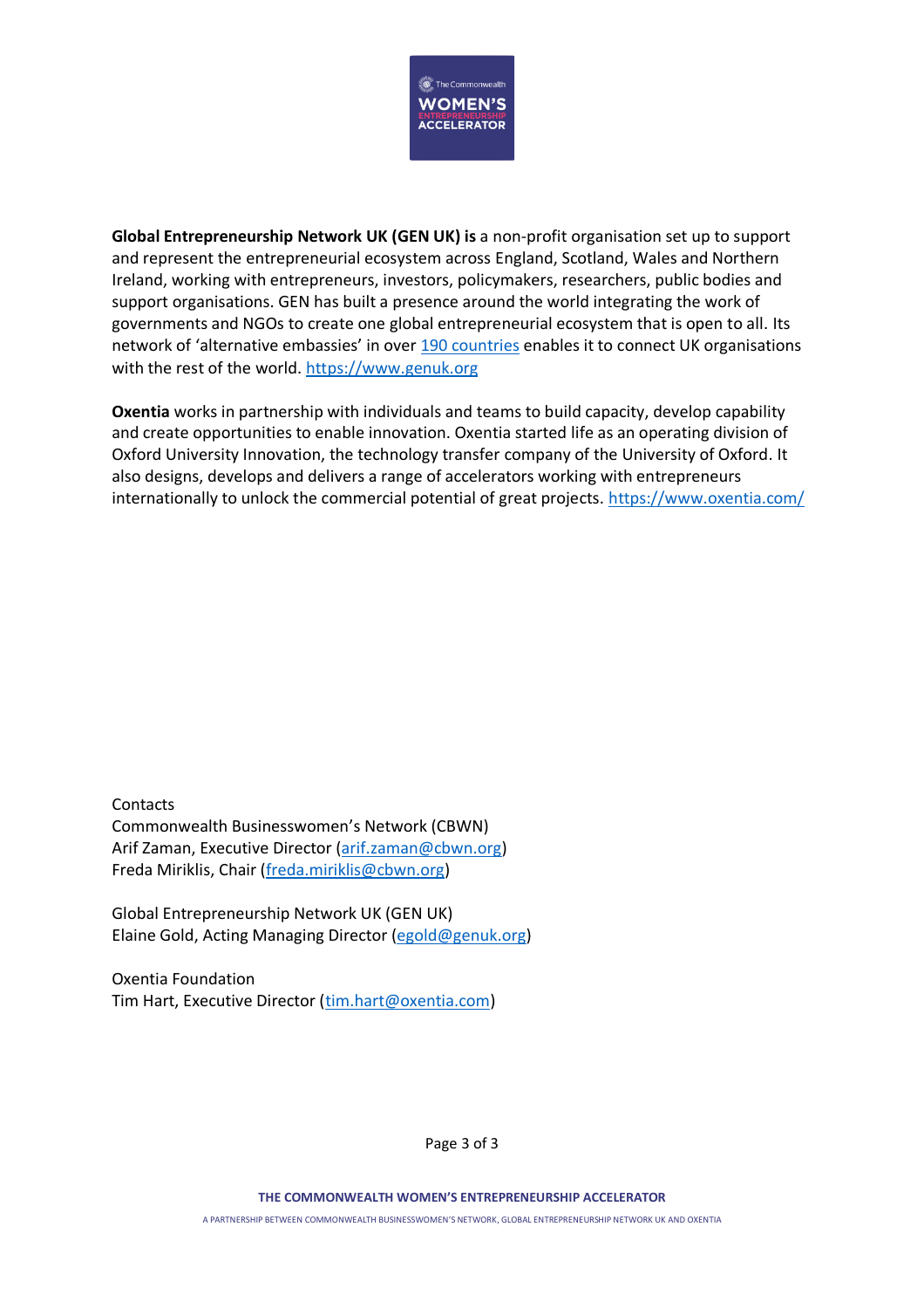**Global Entrepreneurship Network UK (GEN UK) is** a non-profit organisation set up to support and represent the entrepreneurial ecosystem across England, Scotland, Wales and Northern Ireland, working with entrepreneurs, investors, policymakers, researchers, public bodies and support organisations. GEN has built a presence around the world integrating the work of governments and NGOs to create one global entrepreneurial ecosystem that is open to all. Its network of 'alternative embassies' in over [190 countries] enables it to connect UK organisations with the rest of the world. https://www.genuk.org

**Oxentia** works in partnership with individuals and teams to build capacity, develop capability and create opportunities to enable innovation. Oxentia started life as an operating division of Oxford University Innovation, the technology transfer company of the University of Oxford. It also designs, develops and delivers a range of accelerators working with entrepreneurs internationally to unlock the commercial potential of great projects. https://www.oxentia.com/

Contacts
Commonwealth Businesswomen's Network (CBWN)
Arif Zaman, Executive Director (arif.zaman@cbwn.org)
Freda Miriklis, Chair (freda.miriklis@cbwn.org)

Global Entrepreneurship Network UK (GEN UK)
Elaine Gold, Acting Managing Director (egold@genuk.org)

Oxentia Foundation
Tim Hart, Executive Director (tim.hart@oxentia.com)